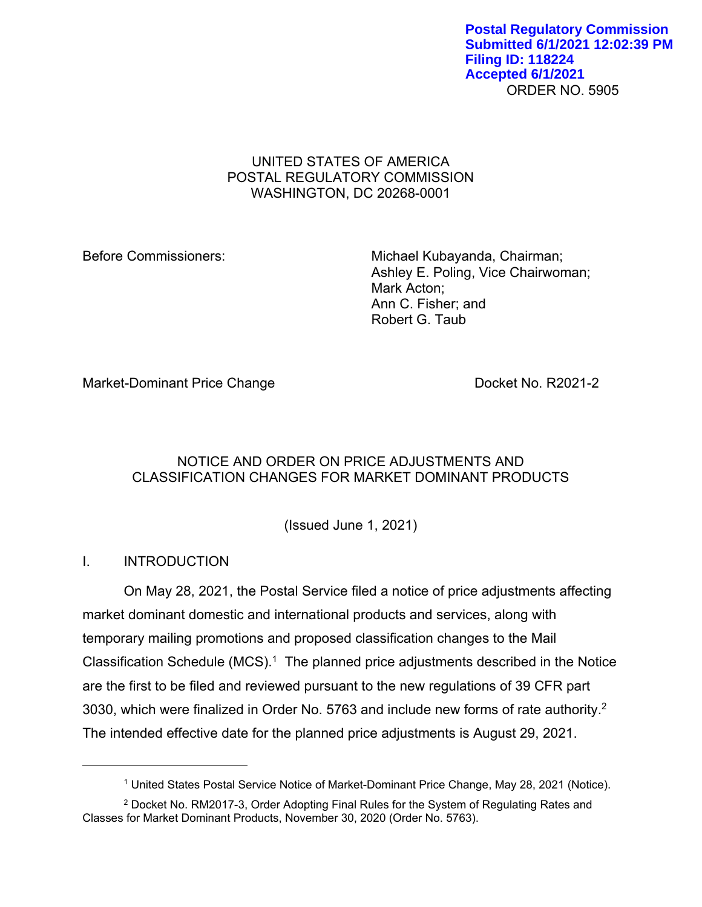Postal Regulatory Commission
Submitted 6/1/2021 12:02:39 PM
Filing ID: 118224
Accepted 6/1/2021

ORDER NO. 5905

UNITED STATES OF AMERICA
POSTAL REGULATORY COMMISSION
WASHINGTON, DC 20268-0001

Before Commissioners:

Michael Kubayanda, Chairman;
Ashley E. Poling, Vice Chairwoman;
Mark Acton;
Ann C. Fisher; and
Robert G. Taub

Market-Dominant Price Change

Docket No. R2021-2

# NOTICE AND ORDER ON PRICE ADJUSTMENTS AND CLASSIFICATION CHANGES FOR MARKET DOMINANT PRODUCTS

(Issued June 1, 2021)

## I. INTRODUCTION

On May 28, 2021, the Postal Service filed a notice of price adjustments affecting market dominant domestic and international products and services, along with temporary mailing promotions and proposed classification changes to the Mail Classification Schedule (MCS).[1] The planned price adjustments described in the Notice are the first to be filed and reviewed pursuant to the new regulations of 39 CFR part 3030, which were finalized in Order No. 5763 and include new forms of rate authority.[2] The intended effective date for the planned price adjustments is August 29, 2021.

[1] United States Postal Service Notice of Market-Dominant Price Change, May 28, 2021 (Notice).

[2] Docket No. RM2017-3, Order Adopting Final Rules for the System of Regulating Rates and Classes for Market Dominant Products, November 30, 2020 (Order No. 5763).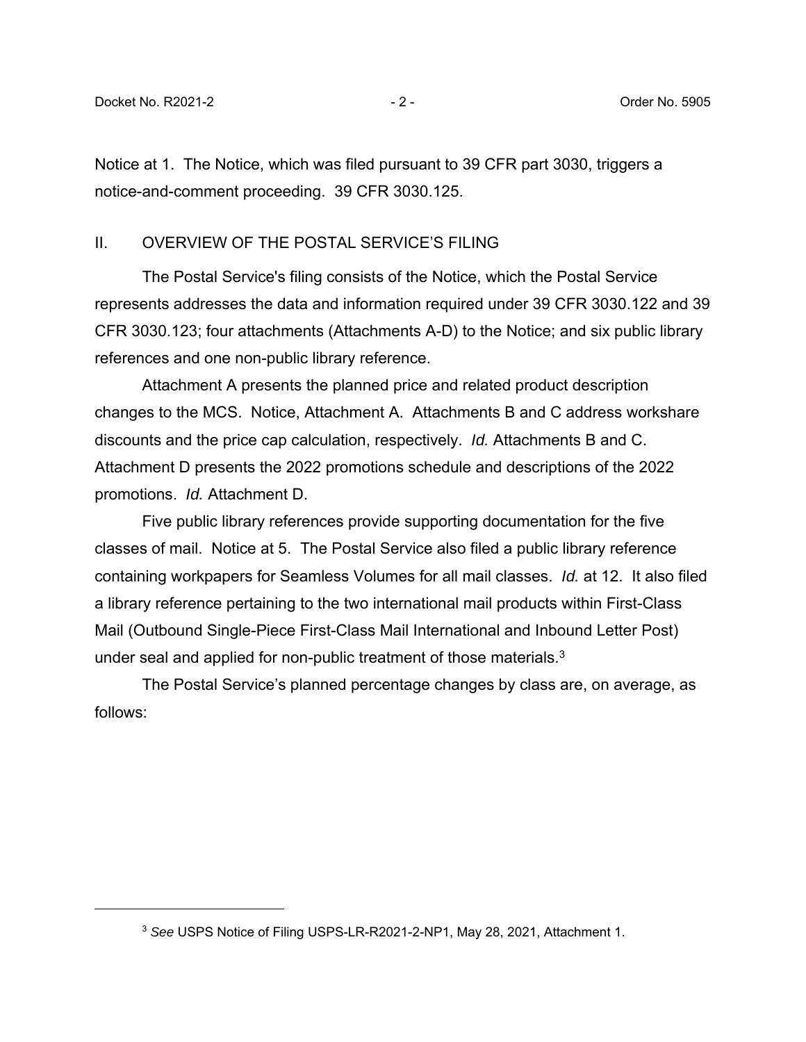Notice at 1. The Notice, which was filed pursuant to 39 CFR part 3030, triggers a notice-and-comment proceeding. 39 CFR 3030.125.

## II. OVERVIEW OF THE POSTAL SERVICE'S FILING

The Postal Service's filing consists of the Notice, which the Postal Service represents addresses the data and information required under 39 CFR 3030.122 and 39 CFR 3030.123; four attachments (Attachments A-D) to the Notice; and six public library references and one non-public library reference.

Attachment A presents the planned price and related product description changes to the MCS. Notice, Attachment A. Attachments B and C address workshare discounts and the price cap calculation, respectively. *Id.* Attachments B and C. Attachment D presents the 2022 promotions schedule and descriptions of the 2022 promotions. *Id.* Attachment D.

Five public library references provide supporting documentation for the five classes of mail. Notice at 5. The Postal Service also filed a public library reference containing workpapers for Seamless Volumes for all mail classes. *Id.* at 12. It also filed a library reference pertaining to the two international mail products within First-Class Mail (Outbound Single-Piece First-Class Mail International and Inbound Letter Post) under seal and applied for non-public treatment of those materials.[3]

The Postal Service's planned percentage changes by class are, on average, as follows:

---

[3] *See* USPS Notice of Filing USPS-LR-R2021-2-NP1, May 28, 2021, Attachment 1.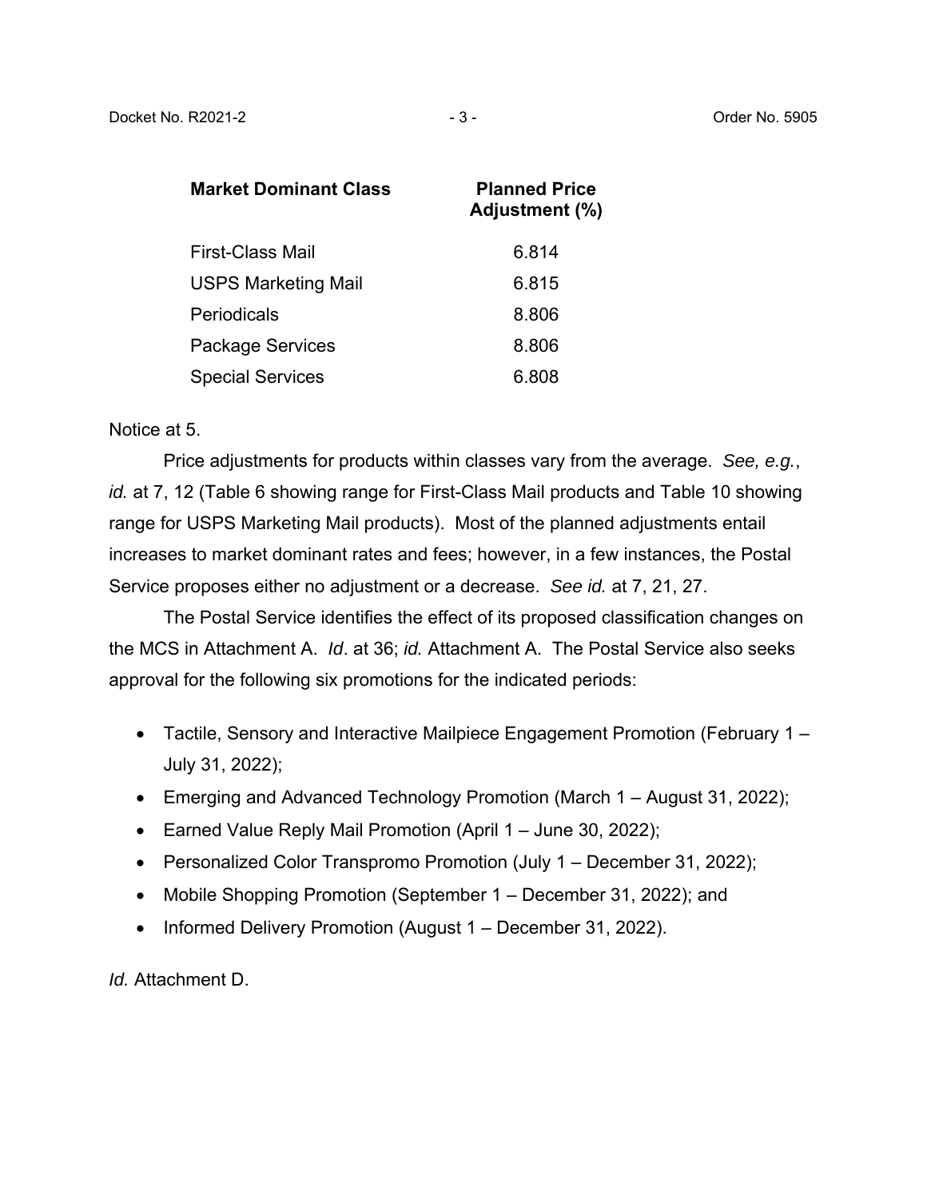| Market Dominant Class | Planned Price Adjustment (%) |
|---|---|
| First-Class Mail | 6.814 |
| USPS Marketing Mail | 6.815 |
| Periodicals | 8.806 |
| Package Services | 8.806 |
| Special Services | 6.808 |

Notice at 5.

Price adjustments for products within classes vary from the average. *See, e.g.*, *id.* at 7, 12 (Table 6 showing range for First-Class Mail products and Table 10 showing range for USPS Marketing Mail products). Most of the planned adjustments entail increases to market dominant rates and fees; however, in a few instances, the Postal Service proposes either no adjustment or a decrease. *See id.* at 7, 21, 27.

The Postal Service identifies the effect of its proposed classification changes on the MCS in Attachment A. *Id*. at 36; *id.* Attachment A. The Postal Service also seeks approval for the following six promotions for the indicated periods:

- Tactile, Sensory and Interactive Mailpiece Engagement Promotion (February 1 – July 31, 2022);
- Emerging and Advanced Technology Promotion (March 1 – August 31, 2022);
- Earned Value Reply Mail Promotion (April 1 – June 30, 2022);
- Personalized Color Transpromo Promotion (July 1 – December 31, 2022);
- Mobile Shopping Promotion (September 1 – December 31, 2022); and
- Informed Delivery Promotion (August 1 – December 31, 2022).

*Id.* Attachment D.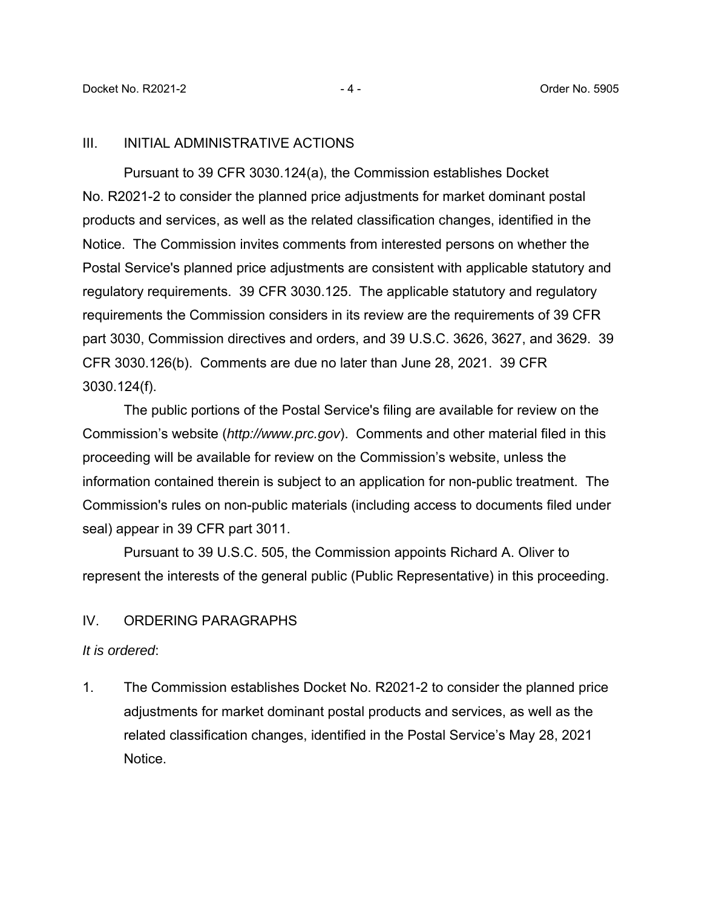## III. INITIAL ADMINISTRATIVE ACTIONS

Pursuant to 39 CFR 3030.124(a), the Commission establishes Docket No. R2021-2 to consider the planned price adjustments for market dominant postal products and services, as well as the related classification changes, identified in the Notice. The Commission invites comments from interested persons on whether the Postal Service's planned price adjustments are consistent with applicable statutory and regulatory requirements. 39 CFR 3030.125. The applicable statutory and regulatory requirements the Commission considers in its review are the requirements of 39 CFR part 3030, Commission directives and orders, and 39 U.S.C. 3626, 3627, and 3629. 39 CFR 3030.126(b). Comments are due no later than June 28, 2021. 39 CFR 3030.124(f).

The public portions of the Postal Service's filing are available for review on the Commission's website (*http://www.prc.gov*). Comments and other material filed in this proceeding will be available for review on the Commission's website, unless the information contained therein is subject to an application for non-public treatment. The Commission's rules on non-public materials (including access to documents filed under seal) appear in 39 CFR part 3011.

Pursuant to 39 U.S.C. 505, the Commission appoints Richard A. Oliver to represent the interests of the general public (Public Representative) in this proceeding.

## IV. ORDERING PARAGRAPHS

*It is ordered*:

1. The Commission establishes Docket No. R2021-2 to consider the planned price adjustments for market dominant postal products and services, as well as the related classification changes, identified in the Postal Service's May 28, 2021 Notice.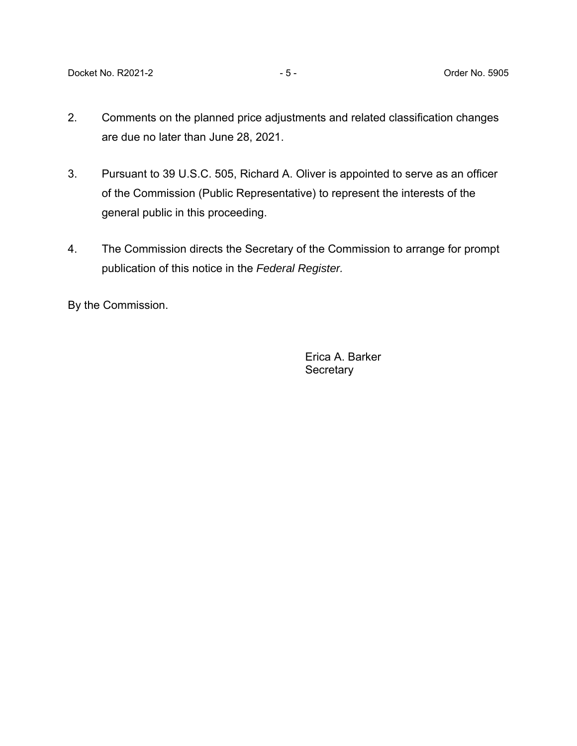2. Comments on the planned price adjustments and related classification changes are due no later than June 28, 2021.

3. Pursuant to 39 U.S.C. 505, Richard A. Oliver is appointed to serve as an officer of the Commission (Public Representative) to represent the interests of the general public in this proceeding.

4. The Commission directs the Secretary of the Commission to arrange for prompt publication of this notice in the *Federal Register*.

By the Commission.

Erica A. Barker  
Secretary